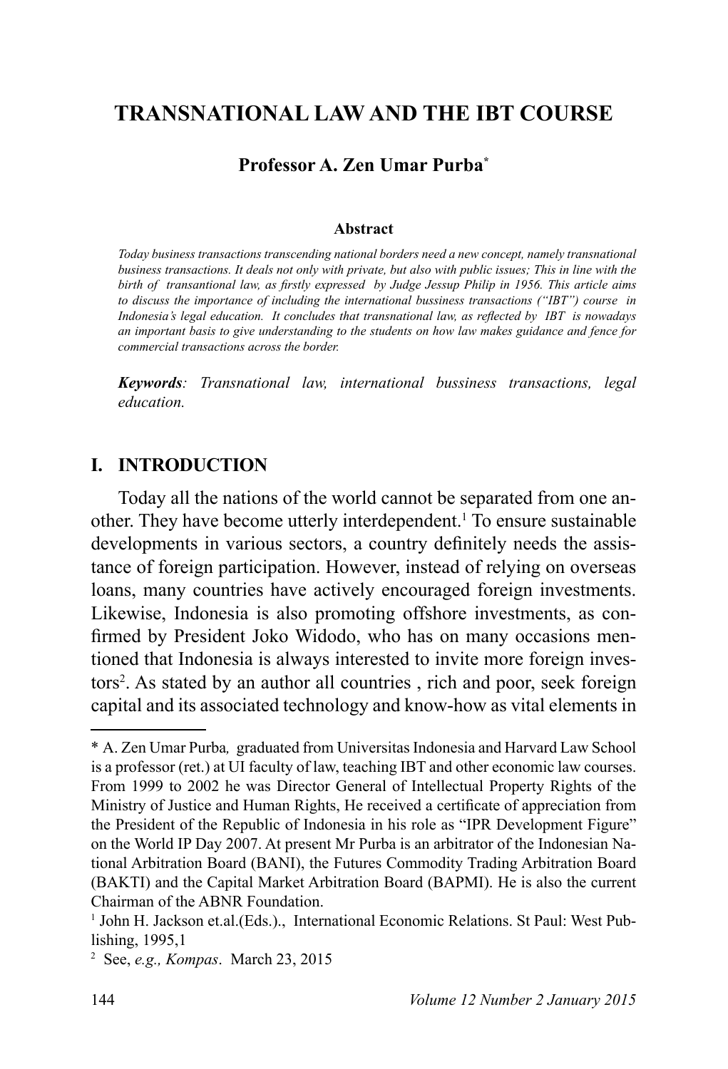# TRANSNATIONAL LAW AND THE IBT COURSE

**Professor A. Zen Umar Purba***

**Abstract**

*Today business transactions transcending national borders need a new concept, namely transnational business transactions. It deals not only with private, but also with public issues; This in line with the birth of transantional law, as firstly expressed by Judge Jessup Philip in 1956. This article aims to discuss the importance of including the international bussiness transactions ("IBT") course in Indonesia's legal education. It concludes that transnational law, as reflected by IBT is nowadays an important basis to give understanding to the students on how law makes guidance and fence for commercial transactions across the border.*

***Keywords****: Transnational law, international bussiness transactions, legal education.*

## I. INTRODUCTION

Today all the nations of the world cannot be separated from one another. They have become utterly interdependent.[1] To ensure sustainable developments in various sectors, a country definitely needs the assistance of foreign participation. However, instead of relying on overseas loans, many countries have actively encouraged foreign investments. Likewise, Indonesia is also promoting offshore investments, as confirmed by President Joko Widodo, who has on many occasions mentioned that Indonesia is always interested to invite more foreign investors[2]. As stated by an author all countries , rich and poor, seek foreign capital and its associated technology and know-how as vital elements in

---

\* A. Zen Umar Purba*,* graduated from Universitas Indonesia and Harvard Law School is a professor (ret.) at UI faculty of law, teaching IBT and other economic law courses. From 1999 to 2002 he was Director General of Intellectual Property Rights of the Ministry of Justice and Human Rights, He received a certificate of appreciation from the President of the Republic of Indonesia in his role as "IPR Development Figure" on the World IP Day 2007. At present Mr Purba is an arbitrator of the Indonesian National Arbitration Board (BANI), the Futures Commodity Trading Arbitration Board (BAKTI) and the Capital Market Arbitration Board (BAPMI). He is also the current Chairman of the ABNR Foundation.

[1] John H. Jackson et.al.(Eds.)., International Economic Relations. St Paul: West Publishing, 1995,1

[2] See, *e.g., Kompas*. March 23, 2015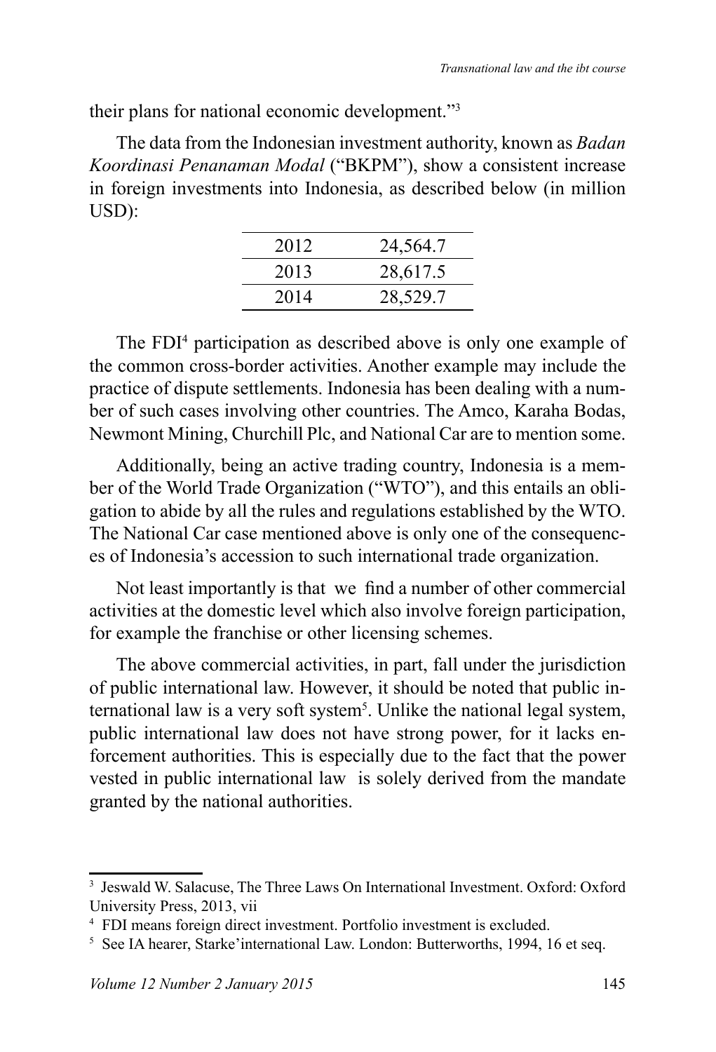their plans for national economic development."[3]

The data from the Indonesian investment authority, known as *Badan Koordinasi Penanaman Modal* ("BKPM"), show a consistent increase in foreign investments into Indonesia, as described below (in million USD):

| | |
|---|---|
| 2012 | 24,564.7 |
| 2013 | 28,617.5 |
| 2014 | 28,529.7 |

The FDI[4] participation as described above is only one example of the common cross-border activities. Another example may include the practice of dispute settlements. Indonesia has been dealing with a number of such cases involving other countries. The Amco, Karaha Bodas, Newmont Mining, Churchill Plc, and National Car are to mention some.

Additionally, being an active trading country, Indonesia is a member of the World Trade Organization ("WTO"), and this entails an obligation to abide by all the rules and regulations established by the WTO. The National Car case mentioned above is only one of the consequences of Indonesia's accession to such international trade organization.

Not least importantly is that we find a number of other commercial activities at the domestic level which also involve foreign participation, for example the franchise or other licensing schemes.

The above commercial activities, in part, fall under the jurisdiction of public international law. However, it should be noted that public international law is a very soft system[5]. Unlike the national legal system, public international law does not have strong power, for it lacks enforcement authorities. This is especially due to the fact that the power vested in public international law is solely derived from the mandate granted by the national authorities.

---

[3] Jeswald W. Salacuse, The Three Laws On International Investment. Oxford: Oxford University Press, 2013, vii

[4] FDI means foreign direct investment. Portfolio investment is excluded.

[5] See IA hearer, Starke'international Law. London: Butterworths, 1994, 16 et seq.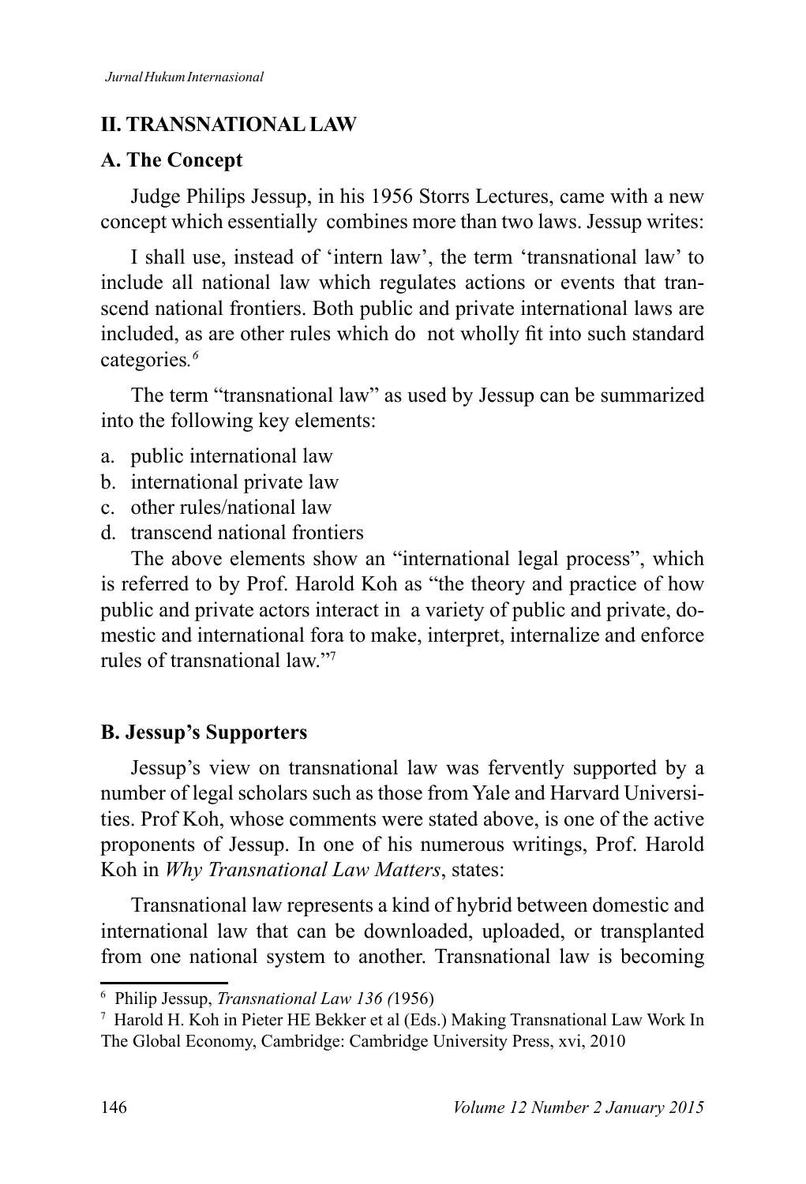## II. TRANSNATIONAL LAW

### A. The Concept

Judge Philips Jessup, in his 1956 Storrs Lectures, came with a new concept which essentially combines more than two laws. Jessup writes:

I shall use, instead of 'intern law', the term 'transnational law' to include all national law which regulates actions or events that transcend national frontiers. Both public and private international laws are included, as are other rules which do not wholly fit into such standard categories.[6]

The term "transnational law" as used by Jessup can be summarized into the following key elements:

a. public international law
b. international private law
c. other rules/national law
d. transcend national frontiers

The above elements show an "international legal process", which is referred to by Prof. Harold Koh as "the theory and practice of how public and private actors interact in a variety of public and private, domestic and international fora to make, interpret, internalize and enforce rules of transnational law."[7]

### B. Jessup's Supporters

Jessup's view on transnational law was fervently supported by a number of legal scholars such as those from Yale and Harvard Universities. Prof Koh, whose comments were stated above, is one of the active proponents of Jessup. In one of his numerous writings, Prof. Harold Koh in *Why Transnational Law Matters*, states:

Transnational law represents a kind of hybrid between domestic and international law that can be downloaded, uploaded, or transplanted from one national system to another. Transnational law is becoming

---

[6] Philip Jessup, *Transnational Law 136 (*1956)

[7] Harold H. Koh in Pieter HE Bekker et al (Eds.) Making Transnational Law Work In The Global Economy, Cambridge: Cambridge University Press, xvi, 2010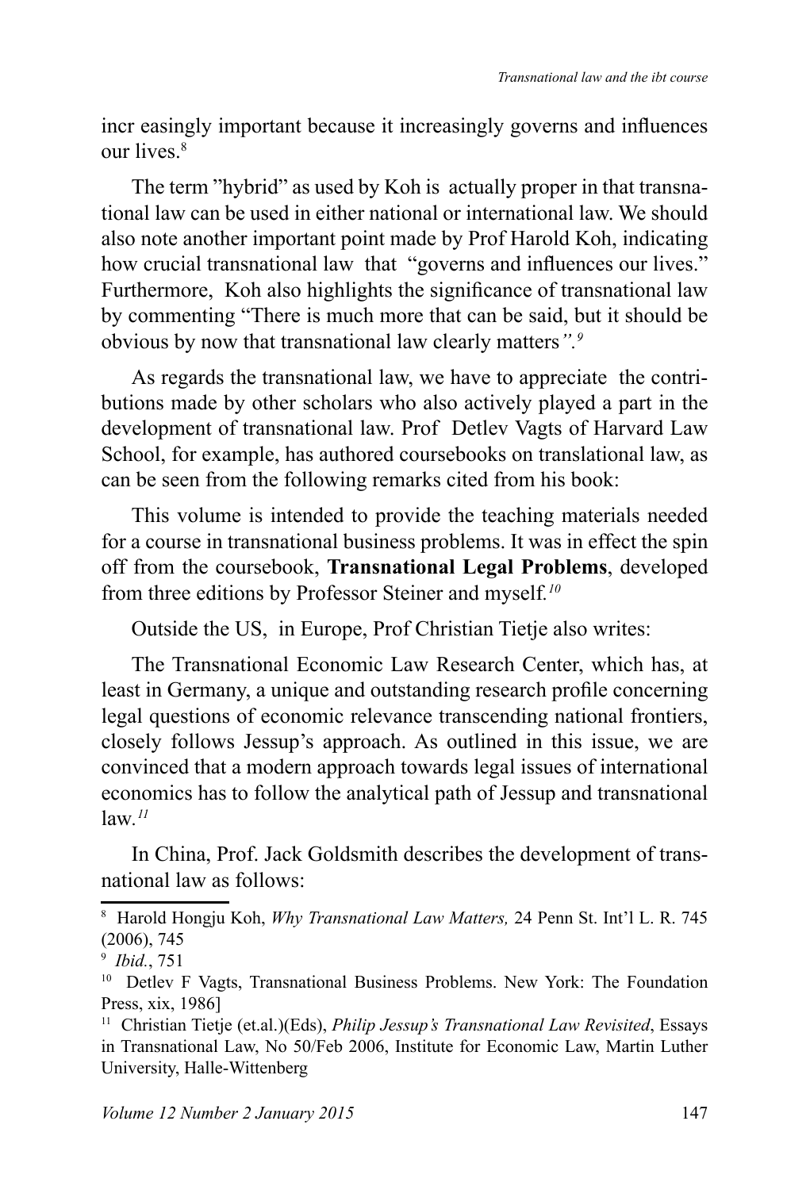incr easingly important because it increasingly governs and influences our lives.[8]

The term ”hybrid” as used by Koh is actually proper in that transnational law can be used in either national or international law. We should also note another important point made by Prof Harold Koh, indicating how crucial transnational law that “governs and influences our lives.” Furthermore, Koh also highlights the significance of transnational law by commenting “There is much more that can be said, but it should be obvious by now that transnational law clearly matters*”.*[9]

As regards the transnational law, we have to appreciate the contributions made by other scholars who also actively played a part in the development of transnational law. Prof Detlev Vagts of Harvard Law School, for example, has authored coursebooks on translational law, as can be seen from the following remarks cited from his book:

This volume is intended to provide the teaching materials needed for a course in transnational business problems. It was in effect the spin off from the coursebook, **Transnational Legal Problems**, developed from three editions by Professor Steiner and myself.[10]

Outside the US, in Europe, Prof Christian Tietje also writes:

The Transnational Economic Law Research Center, which has, at least in Germany, a unique and outstanding research profile concerning legal questions of economic relevance transcending national frontiers, closely follows Jessup’s approach. As outlined in this issue, we are convinced that a modern approach towards legal issues of international economics has to follow the analytical path of Jessup and transnational law.[11]

In China, Prof. Jack Goldsmith describes the development of transnational law as follows:

---

[8] Harold Hongju Koh, *Why Transnational Law Matters,* 24 Penn St. Int’l L. R. 745 (2006), 745

[9] *Ibid.*, 751

[10] Detlev F Vagts, Transnational Business Problems. New York: The Foundation Press, xix, 1986]

[11] Christian Tietje (et.al.)(Eds), *Philip Jessup’s Transnational Law Revisited*, Essays in Transnational Law, No 50/Feb 2006, Institute for Economic Law, Martin Luther University, Halle-Wittenberg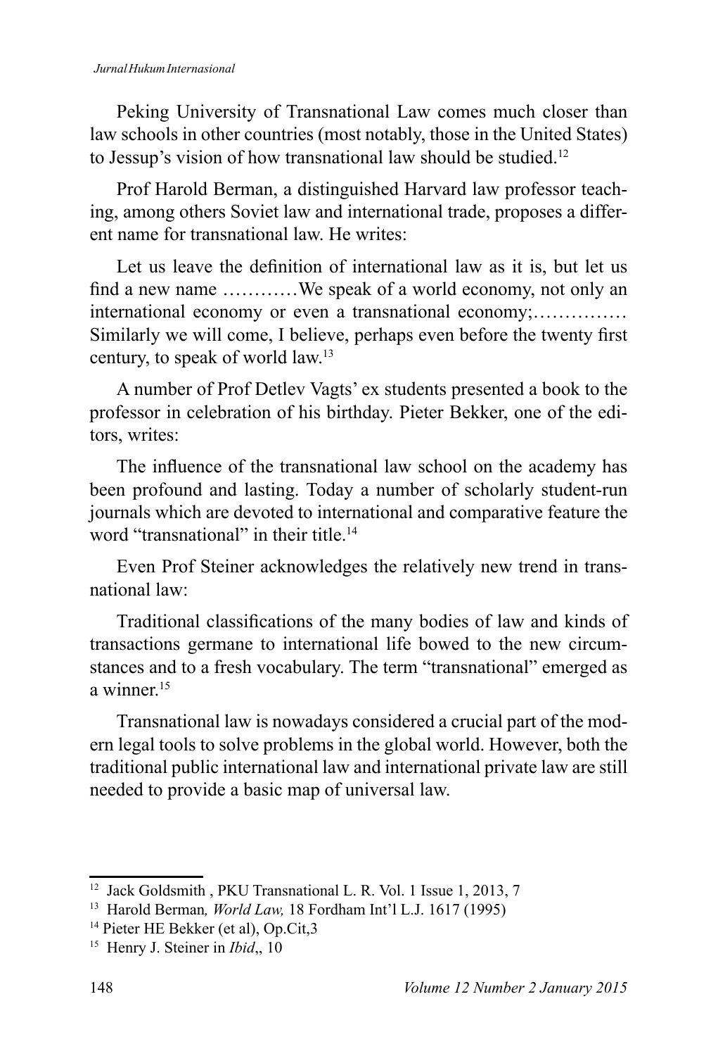Peking University of Transnational Law comes much closer than law schools in other countries (most notably, those in the United States) to Jessup's vision of how transnational law should be studied.[12]

Prof Harold Berman, a distinguished Harvard law professor teaching, among others Soviet law and international trade, proposes a different name for transnational law. He writes:

Let us leave the definition of international law as it is, but let us find a new name …………We speak of a world economy, not only an international economy or even a transnational economy;…………… Similarly we will come, I believe, perhaps even before the twenty first century, to speak of world law.[13]

A number of Prof Detlev Vagts' ex students presented a book to the professor in celebration of his birthday. Pieter Bekker, one of the editors, writes:

The influence of the transnational law school on the academy has been profound and lasting. Today a number of scholarly student-run journals which are devoted to international and comparative feature the word "transnational" in their title.[14]

Even Prof Steiner acknowledges the relatively new trend in transnational law:

Traditional classifications of the many bodies of law and kinds of transactions germane to international life bowed to the new circumstances and to a fresh vocabulary. The term "transnational" emerged as a winner.[15]

Transnational law is nowadays considered a crucial part of the modern legal tools to solve problems in the global world. However, both the traditional public international law and international private law are still needed to provide a basic map of universal law.

---

[12] Jack Goldsmith , PKU Transnational L. R. Vol. 1 Issue 1, 2013, 7

[13] Harold Berman, *World Law,* 18 Fordham Int'l L.J. 1617 (1995)

[14] Pieter HE Bekker (et al), Op.Cit,3

[15] Henry J. Steiner in *Ibid*,, 10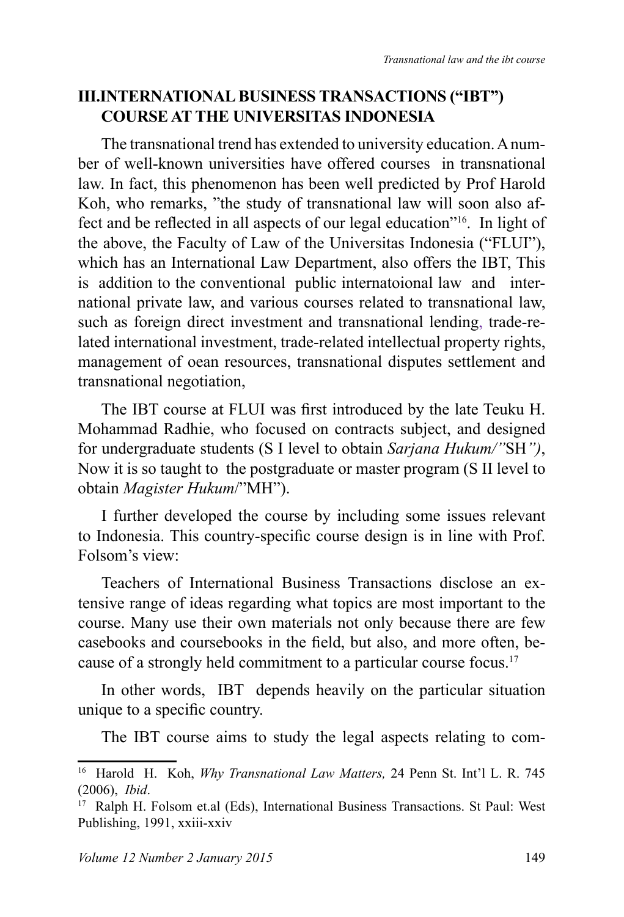## III.INTERNATIONAL BUSINESS TRANSACTIONS ("IBT") COURSE AT THE UNIVERSITAS INDONESIA

The transnational trend has extended to university education. A number of well-known universities have offered courses in transnational law. In fact, this phenomenon has been well predicted by Prof Harold Koh, who remarks, "the study of transnational law will soon also affect and be reflected in all aspects of our legal education"[16]. In light of the above, the Faculty of Law of the Universitas Indonesia ("FLUI"), which has an International Law Department, also offers the IBT, This is addition to the conventional public internatoional law and international private law, and various courses related to transnational law, such as foreign direct investment and transnational lending, trade-related international investment, trade-related intellectual property rights, management of oean resources, transnational disputes settlement and transnational negotiation,

The IBT course at FLUI was first introduced by the late Teuku H. Mohammad Radhie, who focused on contracts subject, and designed for undergraduate students (S I level to obtain *Sarjana Hukum/"*SH*")*, Now it is so taught to the postgraduate or master program (S II level to obtain *Magister Hukum*/"MH").

I further developed the course by including some issues relevant to Indonesia. This country-specific course design is in line with Prof. Folsom's view:

Teachers of International Business Transactions disclose an extensive range of ideas regarding what topics are most important to the course. Many use their own materials not only because there are few casebooks and coursebooks in the field, but also, and more often, because of a strongly held commitment to a particular course focus.[17]

In other words, IBT depends heavily on the particular situation unique to a specific country.

The IBT course aims to study the legal aspects relating to com-

---

[16] Harold H. Koh, *Why Transnational Law Matters,* 24 Penn St. Int'l L. R. 745 (2006), *Ibid*.

[17] Ralph H. Folsom et.al (Eds), International Business Transactions. St Paul: West Publishing, 1991, xxiii-xxiv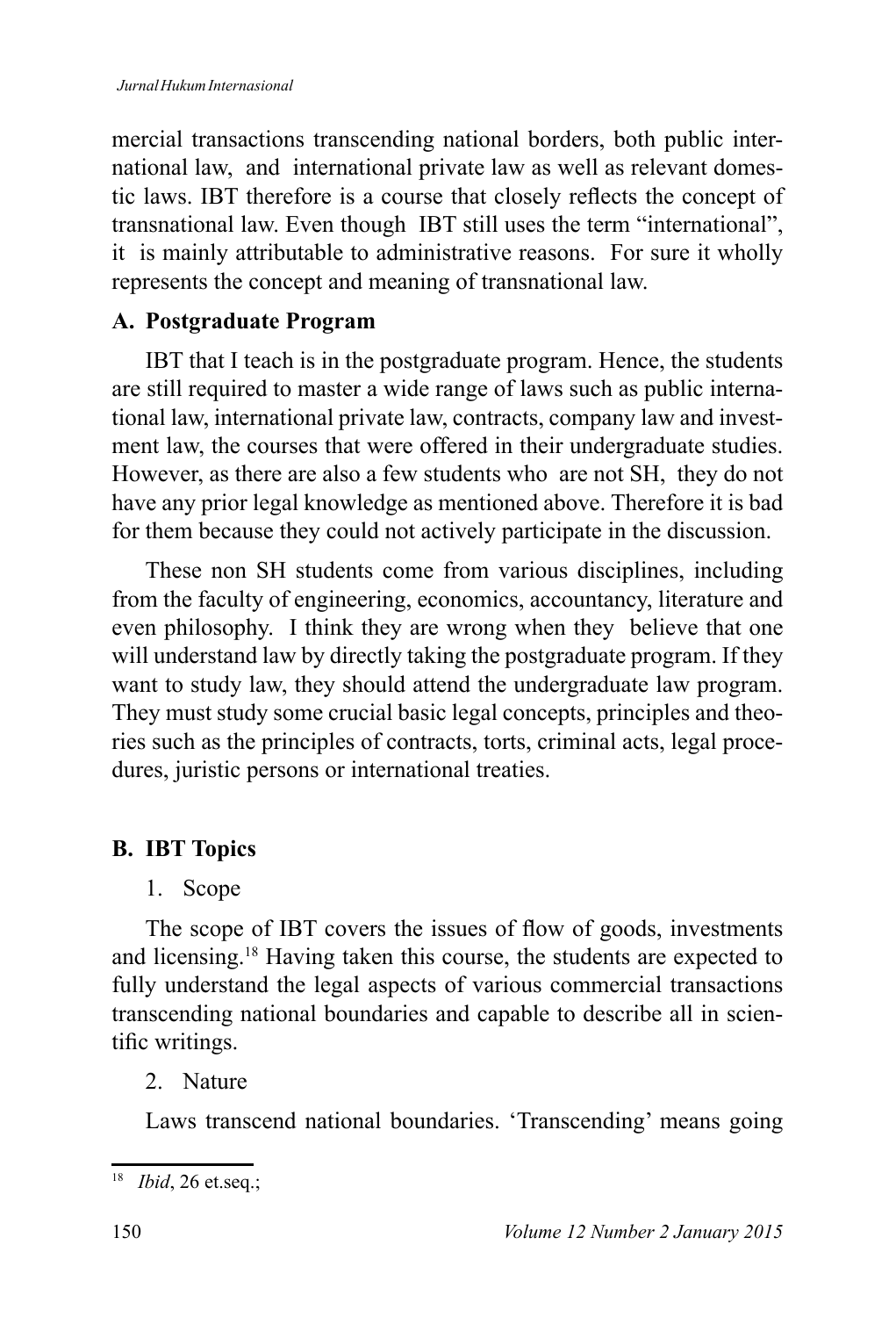mercial transactions transcending national borders, both public international law, and international private law as well as relevant domestic laws. IBT therefore is a course that closely reflects the concept of transnational law. Even though IBT still uses the term "international", it is mainly attributable to administrative reasons. For sure it wholly represents the concept and meaning of transnational law.

### A. Postgraduate Program

IBT that I teach is in the postgraduate program. Hence, the students are still required to master a wide range of laws such as public international law, international private law, contracts, company law and investment law, the courses that were offered in their undergraduate studies. However, as there are also a few students who are not SH, they do not have any prior legal knowledge as mentioned above. Therefore it is bad for them because they could not actively participate in the discussion.

These non SH students come from various disciplines, including from the faculty of engineering, economics, accountancy, literature and even philosophy. I think they are wrong when they believe that one will understand law by directly taking the postgraduate program. If they want to study law, they should attend the undergraduate law program. They must study some crucial basic legal concepts, principles and theories such as the principles of contracts, torts, criminal acts, legal procedures, juristic persons or international treaties.

### B. IBT Topics

1. Scope

The scope of IBT covers the issues of flow of goods, investments and licensing.[18] Having taken this course, the students are expected to fully understand the legal aspects of various commercial transactions transcending national boundaries and capable to describe all in scientific writings.

2. Nature

Laws transcend national boundaries. 'Transcending' means going

---

[18] *Ibid*, 26 et.seq.;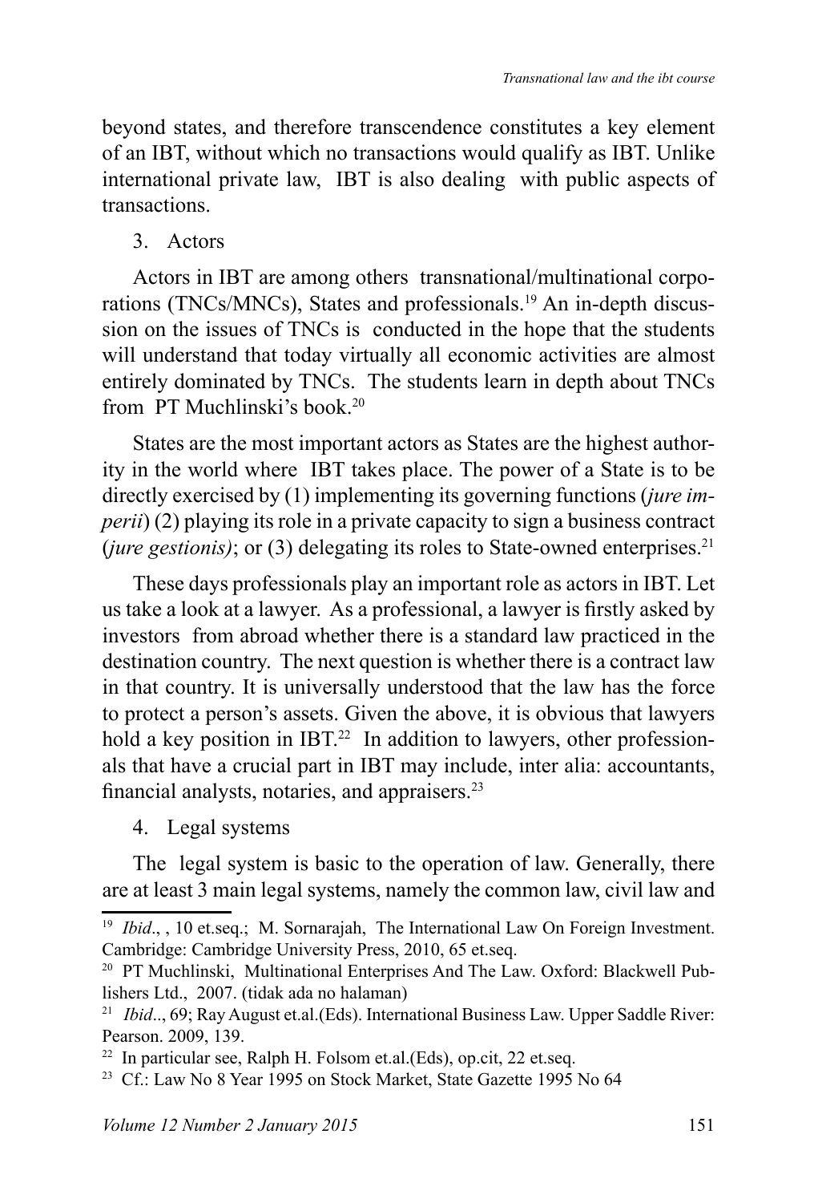beyond states, and therefore transcendence constitutes a key element of an IBT, without which no transactions would qualify as IBT. Unlike international private law, IBT is also dealing with public aspects of transactions.

3. Actors

Actors in IBT are among others transnational/multinational corporations (TNCs/MNCs), States and professionals.[19] An in-depth discussion on the issues of TNCs is conducted in the hope that the students will understand that today virtually all economic activities are almost entirely dominated by TNCs. The students learn in depth about TNCs from PT Muchlinski's book.[20]

States are the most important actors as States are the highest authority in the world where IBT takes place. The power of a State is to be directly exercised by (1) implementing its governing functions (*jure imperii*) (2) playing its role in a private capacity to sign a business contract (*jure gestionis)*; or (3) delegating its roles to State-owned enterprises.[21]

These days professionals play an important role as actors in IBT. Let us take a look at a lawyer. As a professional, a lawyer is firstly asked by investors from abroad whether there is a standard law practiced in the destination country. The next question is whether there is a contract law in that country. It is universally understood that the law has the force to protect a person's assets. Given the above, it is obvious that lawyers hold a key position in IBT.[22] In addition to lawyers, other professionals that have a crucial part in IBT may include, inter alia: accountants, financial analysts, notaries, and appraisers.[23]

4. Legal systems

The legal system is basic to the operation of law. Generally, there are at least 3 main legal systems, namely the common law, civil law and

---

[19] *Ibid*., , 10 et.seq.; M. Sornarajah, The International Law On Foreign Investment. Cambridge: Cambridge University Press, 2010, 65 et.seq.

[20] PT Muchlinski, Multinational Enterprises And The Law. Oxford: Blackwell Publishers Ltd., 2007. (tidak ada no halaman)

[21] *Ibid*.., 69; Ray August et.al.(Eds). International Business Law. Upper Saddle River: Pearson. 2009, 139.

[22] In particular see, Ralph H. Folsom et.al.(Eds), op.cit, 22 et.seq.

[23] Cf.: Law No 8 Year 1995 on Stock Market, State Gazette 1995 No 64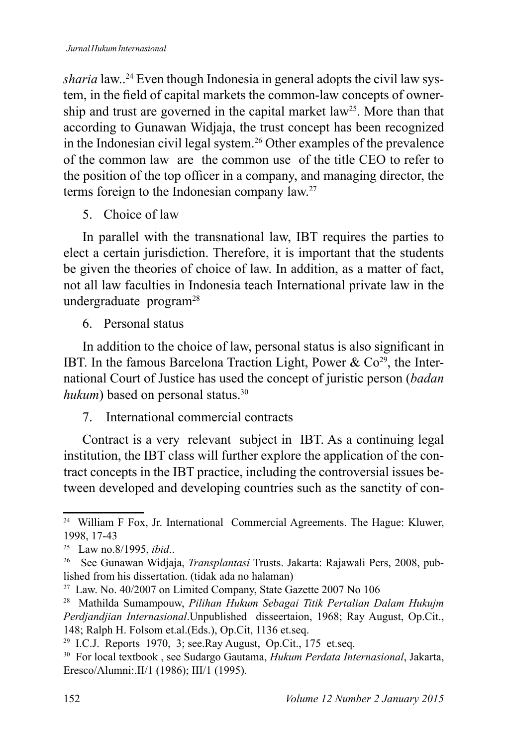*sharia* law..[24] Even though Indonesia in general adopts the civil law system, in the field of capital markets the common-law concepts of ownership and trust are governed in the capital market law[25]. More than that according to Gunawan Widjaja, the trust concept has been recognized in the Indonesian civil legal system.[26] Other examples of the prevalence of the common law are the common use of the title CEO to refer to the position of the top officer in a company, and managing director, the terms foreign to the Indonesian company law.[27]

5. Choice of law

In parallel with the transnational law, IBT requires the parties to elect a certain jurisdiction. Therefore, it is important that the students be given the theories of choice of law. In addition, as a matter of fact, not all law faculties in Indonesia teach International private law in the undergraduate program[28]

6. Personal status

In addition to the choice of law, personal status is also significant in IBT. In the famous Barcelona Traction Light, Power & Co[29], the International Court of Justice has used the concept of juristic person (*badan hukum*) based on personal status.[30]

7. International commercial contracts

Contract is a very relevant subject in IBT. As a continuing legal institution, the IBT class will further explore the application of the contract concepts in the IBT practice, including the controversial issues between developed and developing countries such as the sanctity of con-

---

[24] William F Fox, Jr. International Commercial Agreements. The Hague: Kluwer, 1998, 17-43

[25] Law no.8/1995, *ibid*..

[26] See Gunawan Widjaja, *Transplantasi* Trusts. Jakarta: Rajawali Pers, 2008, published from his dissertation. (tidak ada no halaman)

[27] Law. No. 40/2007 on Limited Company, State Gazette 2007 No 106

[28] Mathilda Sumampouw, *Pilihan Hukum Sebagai Titik Pertalian Dalam Hukujm Perdjandjian Internasional*.Unpublished disseertaion, 1968; Ray August, Op.Cit., 148; Ralph H. Folsom et.al.(Eds.), Op.Cit, 1136 et.seq.

[29] I.C.J. Reports 1970, 3; see.Ray August, Op.Cit., 175 et.seq.

[30] For local textbook , see Sudargo Gautama, *Hukum Perdata Internasional*, Jakarta, Eresco/Alumni:.II/1 (1986); III/1 (1995).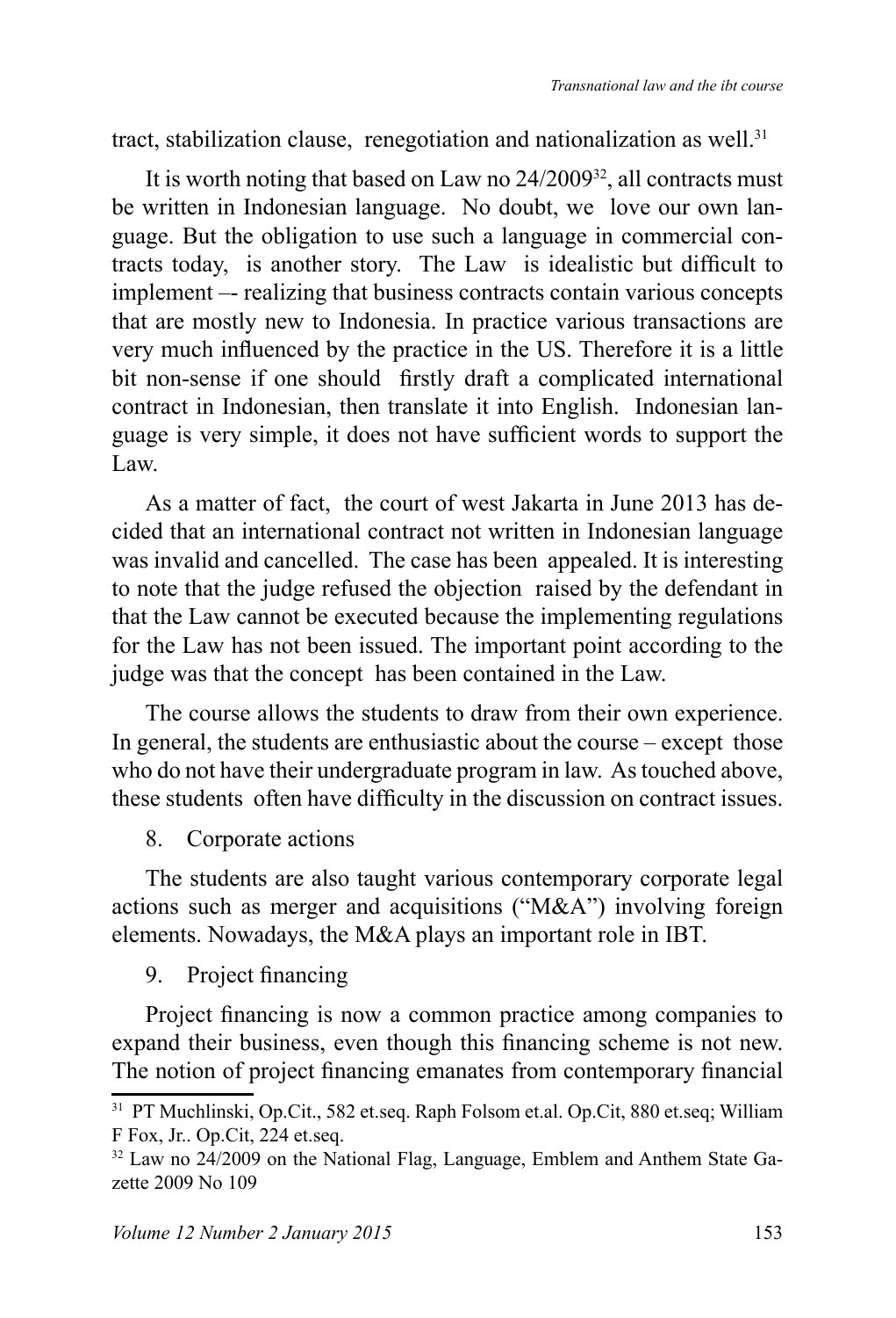tract, stabilization clause, renegotiation and nationalization as well.[31]

It is worth noting that based on Law no 24/2009[32], all contracts must be written in Indonesian language. No doubt, we love our own language. But the obligation to use such a language in commercial contracts today, is another story. The Law is idealistic but difficult to implement –- realizing that business contracts contain various concepts that are mostly new to Indonesia. In practice various transactions are very much influenced by the practice in the US. Therefore it is a little bit non-sense if one should firstly draft a complicated international contract in Indonesian, then translate it into English. Indonesian language is very simple, it does not have sufficient words to support the Law.

As a matter of fact, the court of west Jakarta in June 2013 has decided that an international contract not written in Indonesian language was invalid and cancelled. The case has been appealed. It is interesting to note that the judge refused the objection raised by the defendant in that the Law cannot be executed because the implementing regulations for the Law has not been issued. The important point according to the judge was that the concept has been contained in the Law.

The course allows the students to draw from their own experience. In general, the students are enthusiastic about the course – except those who do not have their undergraduate program in law. As touched above, these students often have difficulty in the discussion on contract issues.

8. Corporate actions

The students are also taught various contemporary corporate legal actions such as merger and acquisitions ("M&A") involving foreign elements. Nowadays, the M&A plays an important role in IBT.

9. Project financing

Project financing is now a common practice among companies to expand their business, even though this financing scheme is not new. The notion of project financing emanates from contemporary financial

---

[31] PT Muchlinski, Op.Cit., 582 et.seq. Raph Folsom et.al. Op.Cit, 880 et.seq; William F Fox, Jr.. Op.Cit, 224 et.seq.

[32] Law no 24/2009 on the National Flag, Language, Emblem and Anthem State Gazette 2009 No 109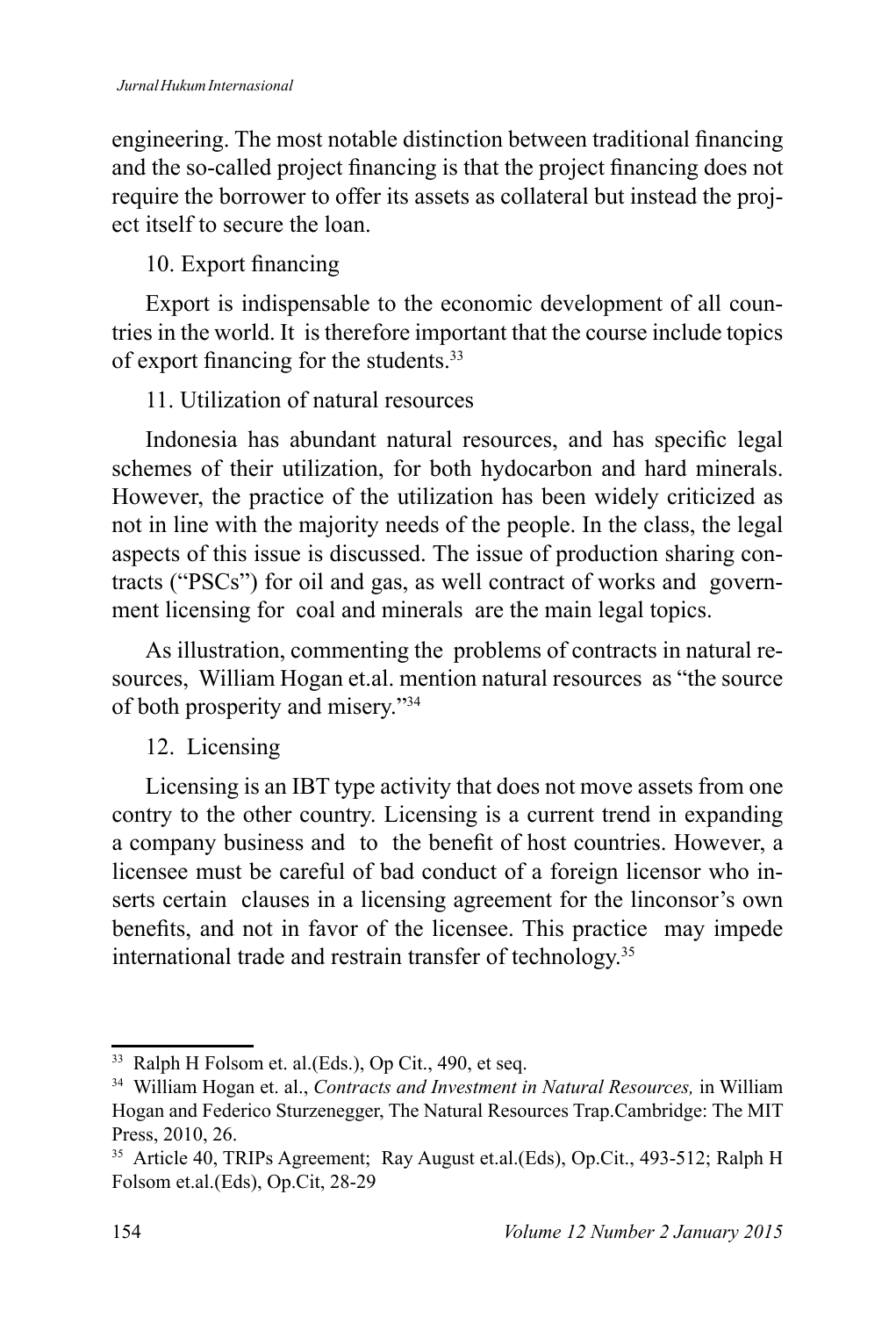engineering. The most notable distinction between traditional financing and the so-called project financing is that the project financing does not require the borrower to offer its assets as collateral but instead the project itself to secure the loan.

10. Export financing

Export is indispensable to the economic development of all countries in the world. It is therefore important that the course include topics of export financing for the students.[33]

11. Utilization of natural resources

Indonesia has abundant natural resources, and has specific legal schemes of their utilization, for both hydocarbon and hard minerals. However, the practice of the utilization has been widely criticized as not in line with the majority needs of the people. In the class, the legal aspects of this issue is discussed. The issue of production sharing contracts ("PSCs") for oil and gas, as well contract of works and government licensing for coal and minerals are the main legal topics.

As illustration, commenting the problems of contracts in natural resources, William Hogan et.al. mention natural resources as "the source of both prosperity and misery."[34]

12. Licensing

Licensing is an IBT type activity that does not move assets from one contry to the other country. Licensing is a current trend in expanding a company business and to the benefit of host countries. However, a licensee must be careful of bad conduct of a foreign licensor who inserts certain clauses in a licensing agreement for the linconsor's own benefits, and not in favor of the licensee. This practice may impede international trade and restrain transfer of technology.[35]

---

[33] Ralph H Folsom et. al.(Eds.), Op Cit., 490, et seq.

[34] William Hogan et. al., *Contracts and Investment in Natural Resources,* in William Hogan and Federico Sturzenegger, The Natural Resources Trap.Cambridge: The MIT Press, 2010, 26.

[35] Article 40, TRIPs Agreement; Ray August et.al.(Eds), Op.Cit., 493-512; Ralph H Folsom et.al.(Eds), Op.Cit, 28-29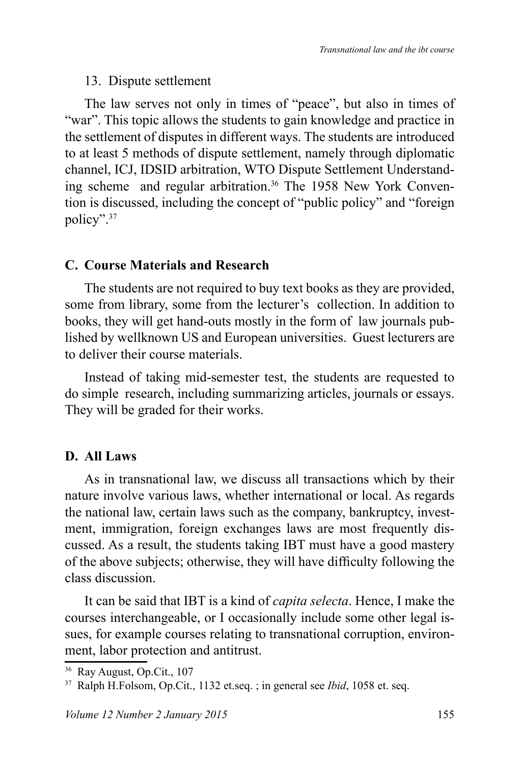13. Dispute settlement

The law serves not only in times of "peace", but also in times of "war". This topic allows the students to gain knowledge and practice in the settlement of disputes in different ways. The students are introduced to at least 5 methods of dispute settlement, namely through diplomatic channel, ICJ, IDSID arbitration, WTO Dispute Settlement Understanding scheme and regular arbitration.[36] The 1958 New York Convention is discussed, including the concept of "public policy" and "foreign policy".[37]

## C. Course Materials and Research

The students are not required to buy text books as they are provided, some from library, some from the lecturer's collection. In addition to books, they will get hand-outs mostly in the form of law journals published by wellknown US and European universities. Guest lecturers are to deliver their course materials.

Instead of taking mid-semester test, the students are requested to do simple research, including summarizing articles, journals or essays. They will be graded for their works.

## D. All Laws

As in transnational law, we discuss all transactions which by their nature involve various laws, whether international or local. As regards the national law, certain laws such as the company, bankruptcy, investment, immigration, foreign exchanges laws are most frequently discussed. As a result, the students taking IBT must have a good mastery of the above subjects; otherwise, they will have difficulty following the class discussion.

It can be said that IBT is a kind of *capita selecta*. Hence, I make the courses interchangeable, or I occasionally include some other legal issues, for example courses relating to transnational corruption, environment, labor protection and antitrust.

---

[36] Ray August, Op.Cit., 107

[37] Ralph H.Folsom, Op.Cit., 1132 et.seq. ; in general see *Ibid*, 1058 et. seq.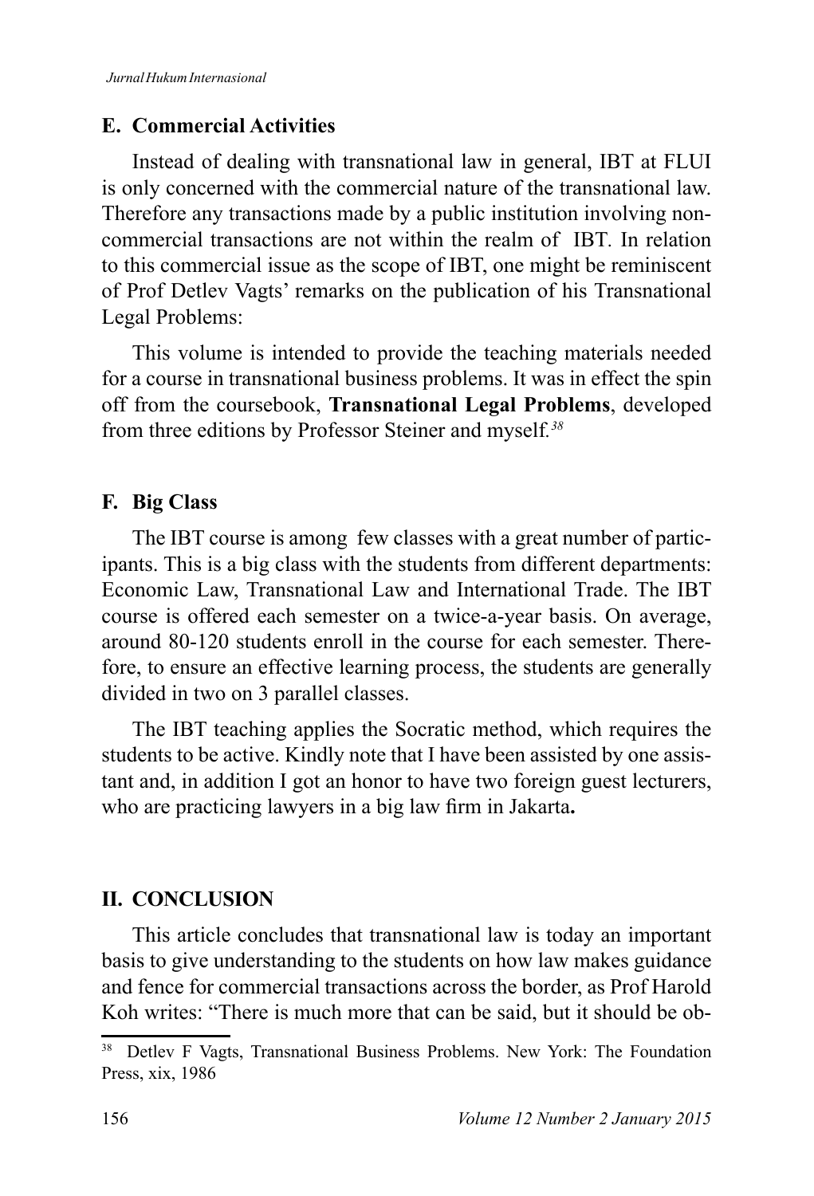## E. Commercial Activities

Instead of dealing with transnational law in general, IBT at FLUI is only concerned with the commercial nature of the transnational law. Therefore any transactions made by a public institution involving non-commercial transactions are not within the realm of IBT. In relation to this commercial issue as the scope of IBT, one might be reminiscent of Prof Detlev Vagts' remarks on the publication of his Transnational Legal Problems:

This volume is intended to provide the teaching materials needed for a course in transnational business problems. It was in effect the spin off from the coursebook, **Transnational Legal Problems**, developed from three editions by Professor Steiner and myself.[38]

## F. Big Class

The IBT course is among few classes with a great number of participants. This is a big class with the students from different departments: Economic Law, Transnational Law and International Trade. The IBT course is offered each semester on a twice-a-year basis. On average, around 80-120 students enroll in the course for each semester. Therefore, to ensure an effective learning process, the students are generally divided in two on 3 parallel classes.

The IBT teaching applies the Socratic method, which requires the students to be active. Kindly note that I have been assisted by one assistant and, in addition I got an honor to have two foreign guest lecturers, who are practicing lawyers in a big law firm in Jakarta**.**

# II. CONCLUSION

This article concludes that transnational law is today an important basis to give understanding to the students on how law makes guidance and fence for commercial transactions across the border, as Prof Harold Koh writes: "There is much more that can be said, but it should be ob-

---

[38] Detlev F Vagts, Transnational Business Problems. New York: The Foundation Press, xix, 1986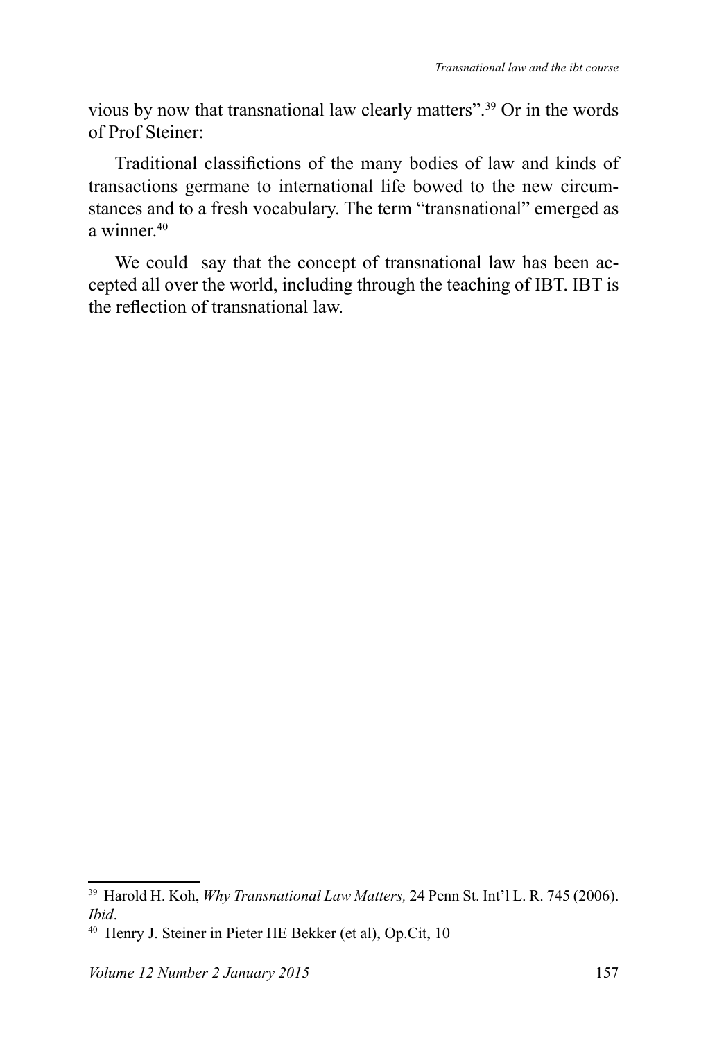vious by now that transnational law clearly matters".[39] Or in the words of Prof Steiner:

> Traditional classifictions of the many bodies of law and kinds of transactions germane to international life bowed to the new circumstances and to a fresh vocabulary. The term "transnational" emerged as a winner.[40]

We could say that the concept of transnational law has been accepted all over the world, including through the teaching of IBT. IBT is the reflection of transnational law.

---

[39] Harold H. Koh, *Why Transnational Law Matters,* 24 Penn St. Int'l L. R. 745 (2006). *Ibid*.

[40] Henry J. Steiner in Pieter HE Bekker (et al), Op.Cit, 10